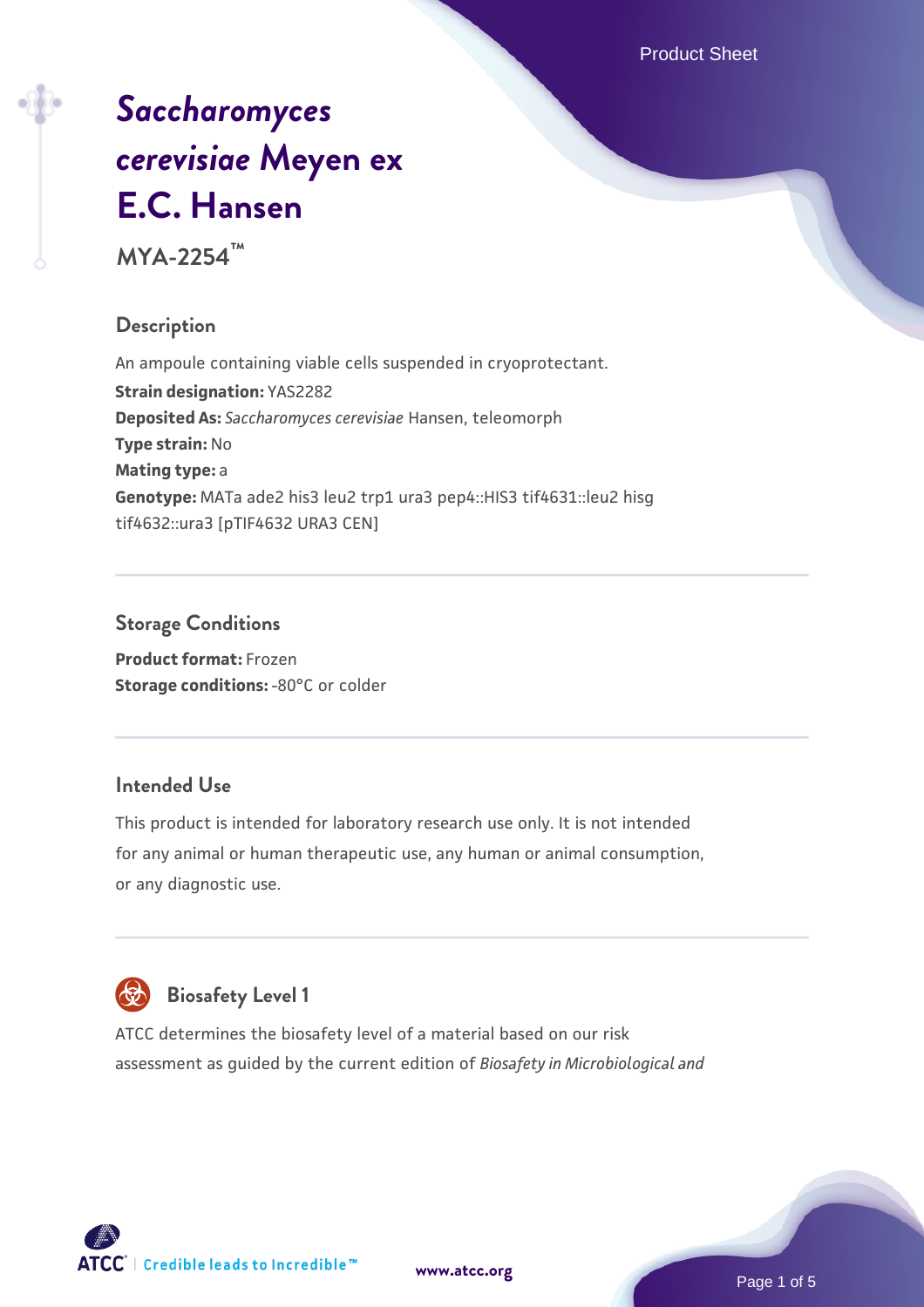# *Saccharomyces cerevisiae* Meyen ex E.C. Hansen

**MYA-2254™**

## Description

An ampoule containing viable cells suspended in cryoprotectant.

**Strain designation:** YAS2282

**Deposited As:** *Saccharomyces cerevisiae* Hansen, teleomorph

**Type strain:** No

**Mating type:** a

**Genotype:** MATa ade2 his3 leu2 trp1 ura3 pep4::HIS3 tif4631::leu2 hisg tif4632::ura3 [pTIF4632 URA3 CEN]

## Storage Conditions

**Product format:** Frozen

**Storage conditions:** -80°C or colder

## Intended Use

This product is intended for laboratory research use only. It is not intended for any animal or human therapeutic use, any human or animal consumption, or any diagnostic use.

## Biosafety Level 1

ATCC determines the biosafety level of a material based on our risk assessment as guided by the current edition of *Biosafety in Microbiological and*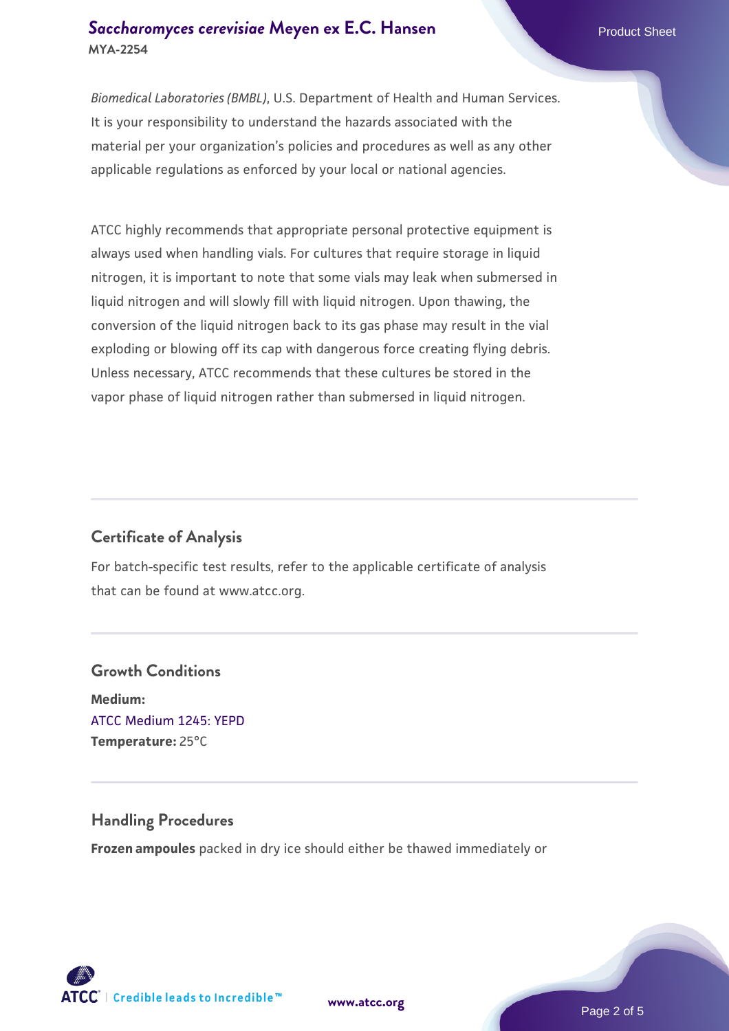*Biomedical Laboratories (BMBL)*, U.S. Department of Health and Human Services. It is your responsibility to understand the hazards associated with the material per your organization's policies and procedures as well as any other applicable regulations as enforced by your local or national agencies.

ATCC highly recommends that appropriate personal protective equipment is always used when handling vials. For cultures that require storage in liquid nitrogen, it is important to note that some vials may leak when submersed in liquid nitrogen and will slowly fill with liquid nitrogen. Upon thawing, the conversion of the liquid nitrogen back to its gas phase may result in the vial exploding or blowing off its cap with dangerous force creating flying debris. Unless necessary, ATCC recommends that these cultures be stored in the vapor phase of liquid nitrogen rather than submersed in liquid nitrogen.

## Certificate of Analysis

For batch-specific test results, refer to the applicable certificate of analysis that can be found at www.atcc.org.

## Growth Conditions

**Medium:**
ATCC Medium 1245: YEPD
**Temperature:** 25°C

## Handling Procedures

**Frozen ampoules** packed in dry ice should either be thawed immediately or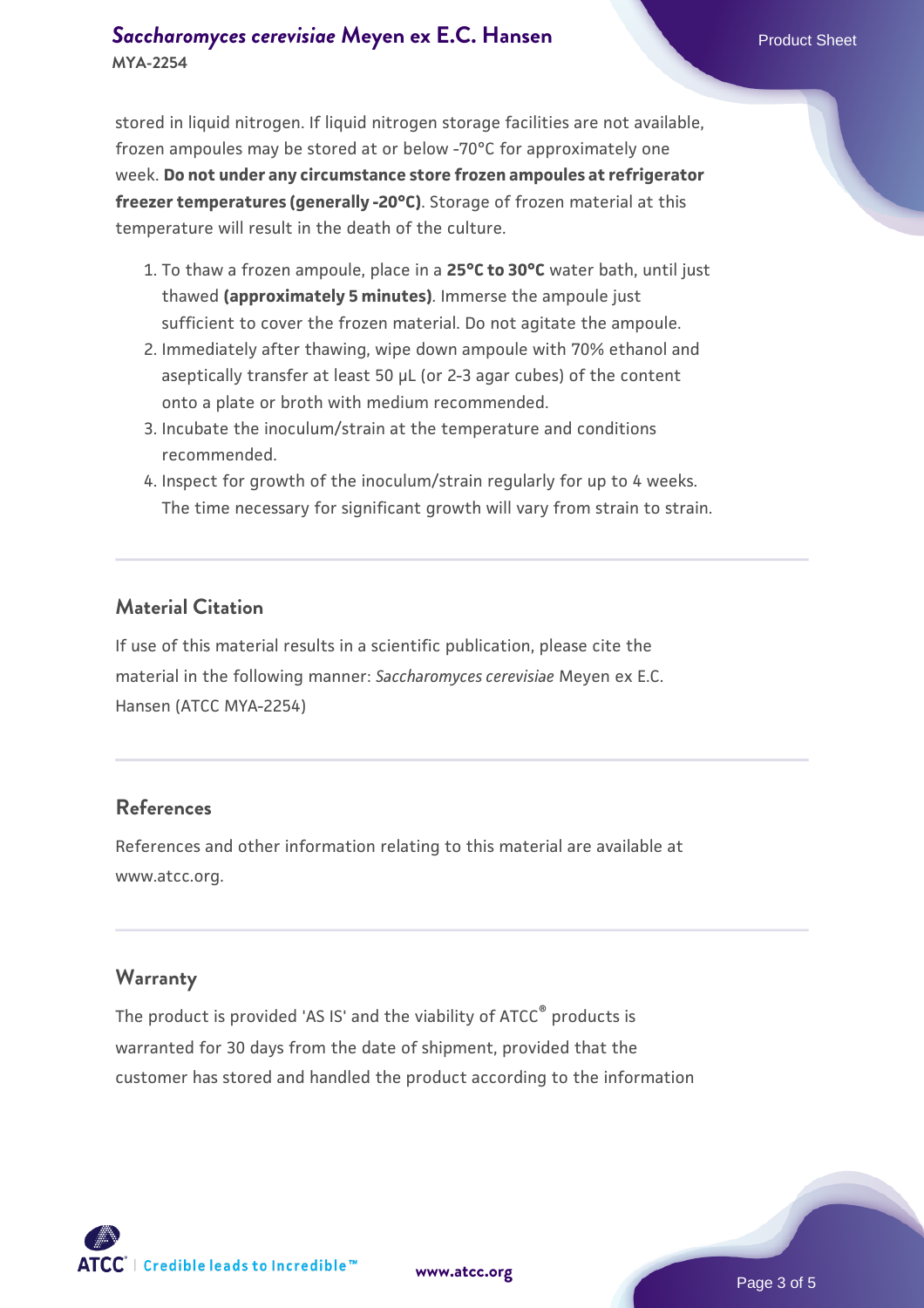stored in liquid nitrogen. If liquid nitrogen storage facilities are not available, frozen ampoules may be stored at or below -70°C for approximately one week. **Do not under any circumstance store frozen ampoules at refrigerator freezer temperatures (generally -20°C)**. Storage of frozen material at this temperature will result in the death of the culture.

1. To thaw a frozen ampoule, place in a **25°C to 30°C** water bath, until just thawed **(approximately 5 minutes)**. Immerse the ampoule just sufficient to cover the frozen material. Do not agitate the ampoule.
2. Immediately after thawing, wipe down ampoule with 70% ethanol and aseptically transfer at least 50 µL (or 2-3 agar cubes) of the content onto a plate or broth with medium recommended.
3. Incubate the inoculum/strain at the temperature and conditions recommended.
4. Inspect for growth of the inoculum/strain regularly for up to 4 weeks. The time necessary for significant growth will vary from strain to strain.

## Material Citation

If use of this material results in a scientific publication, please cite the material in the following manner: *Saccharomyces cerevisiae* Meyen ex E.C. Hansen (ATCC MYA-2254)

## References

References and other information relating to this material are available at www.atcc.org.

## Warranty

The product is provided 'AS IS' and the viability of ATCC® products is warranted for 30 days from the date of shipment, provided that the customer has stored and handled the product according to the information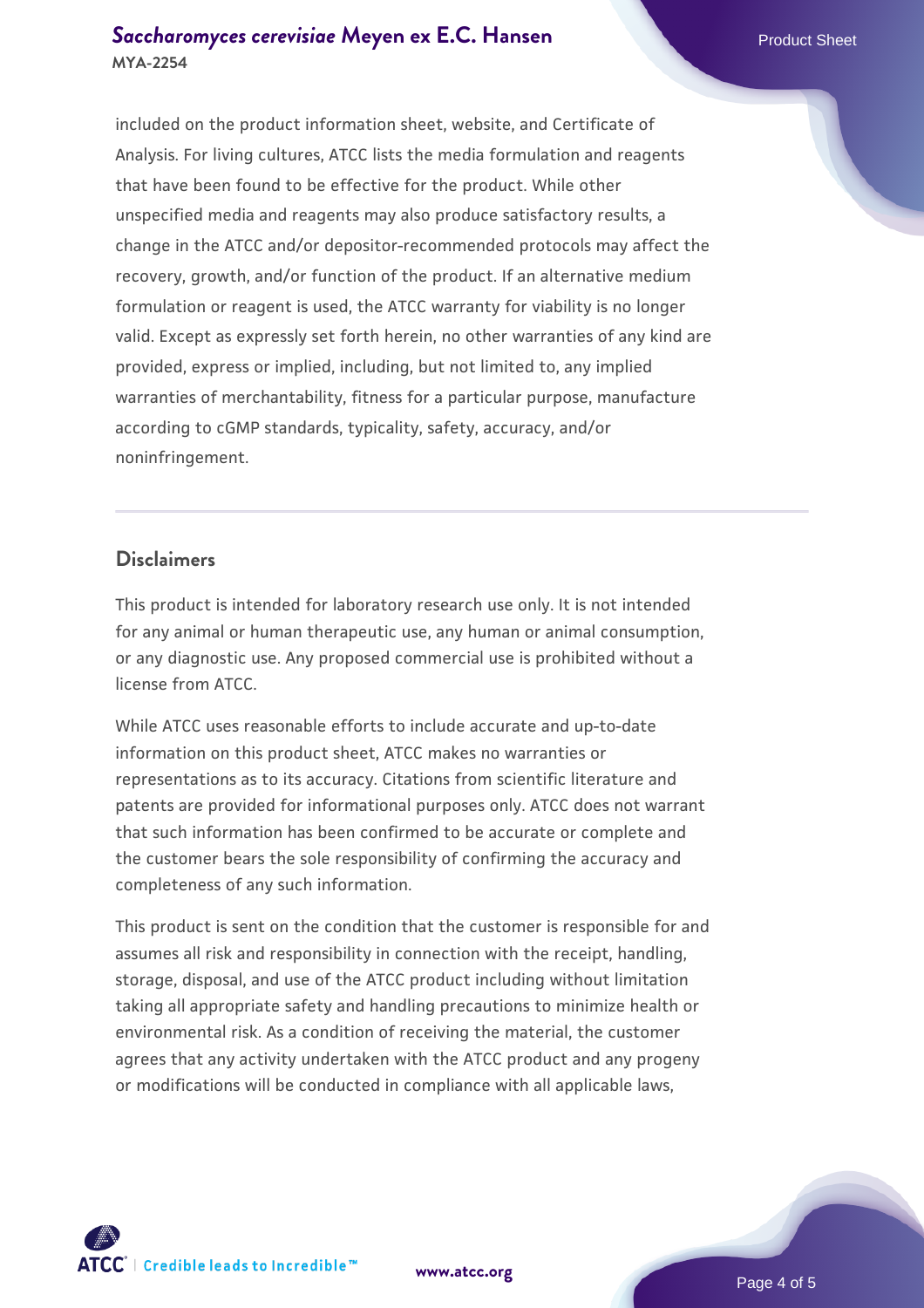included on the product information sheet, website, and Certificate of Analysis. For living cultures, ATCC lists the media formulation and reagents that have been found to be effective for the product. While other unspecified media and reagents may also produce satisfactory results, a change in the ATCC and/or depositor-recommended protocols may affect the recovery, growth, and/or function of the product. If an alternative medium formulation or reagent is used, the ATCC warranty for viability is no longer valid. Except as expressly set forth herein, no other warranties of any kind are provided, express or implied, including, but not limited to, any implied warranties of merchantability, fitness for a particular purpose, manufacture according to cGMP standards, typicality, safety, accuracy, and/or noninfringement.

## Disclaimers

This product is intended for laboratory research use only. It is not intended for any animal or human therapeutic use, any human or animal consumption, or any diagnostic use. Any proposed commercial use is prohibited without a license from ATCC.

While ATCC uses reasonable efforts to include accurate and up-to-date information on this product sheet, ATCC makes no warranties or representations as to its accuracy. Citations from scientific literature and patents are provided for informational purposes only. ATCC does not warrant that such information has been confirmed to be accurate or complete and the customer bears the sole responsibility of confirming the accuracy and completeness of any such information.

This product is sent on the condition that the customer is responsible for and assumes all risk and responsibility in connection with the receipt, handling, storage, disposal, and use of the ATCC product including without limitation taking all appropriate safety and handling precautions to minimize health or environmental risk. As a condition of receiving the material, the customer agrees that any activity undertaken with the ATCC product and any progeny or modifications will be conducted in compliance with all applicable laws,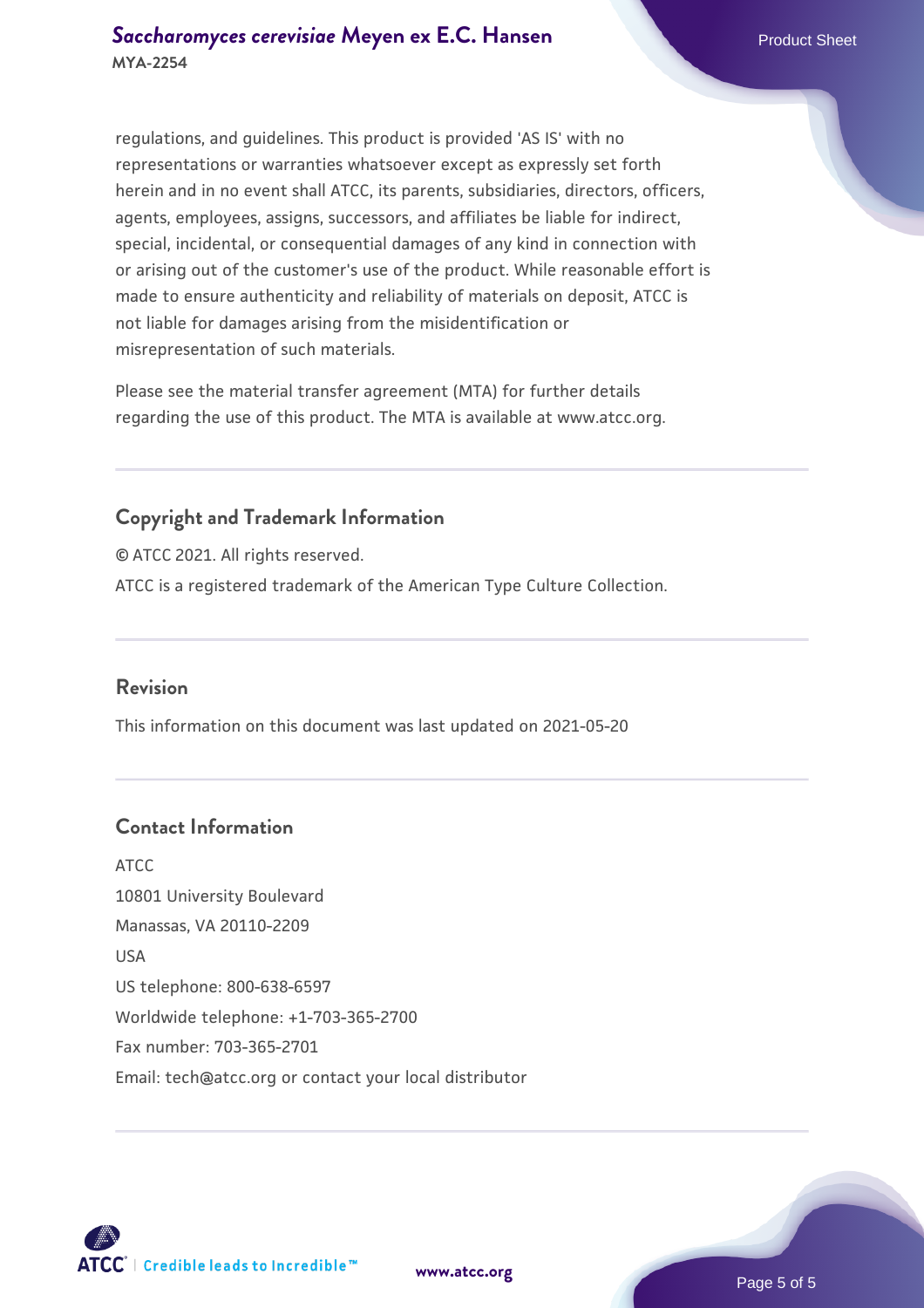regulations, and guidelines. This product is provided 'AS IS' with no representations or warranties whatsoever except as expressly set forth herein and in no event shall ATCC, its parents, subsidiaries, directors, officers, agents, employees, assigns, successors, and affiliates be liable for indirect, special, incidental, or consequential damages of any kind in connection with or arising out of the customer's use of the product. While reasonable effort is made to ensure authenticity and reliability of materials on deposit, ATCC is not liable for damages arising from the misidentification or misrepresentation of such materials.

Please see the material transfer agreement (MTA) for further details regarding the use of this product. The MTA is available at www.atcc.org.

## Copyright and Trademark Information

© ATCC 2021. All rights reserved.

ATCC is a registered trademark of the American Type Culture Collection.

## Revision

This information on this document was last updated on 2021-05-20

## Contact Information

ATCC
10801 University Boulevard
Manassas, VA 20110-2209
USA
US telephone: 800-638-6597
Worldwide telephone: +1-703-365-2700
Fax number: 703-365-2701
Email: tech@atcc.org or contact your local distributor